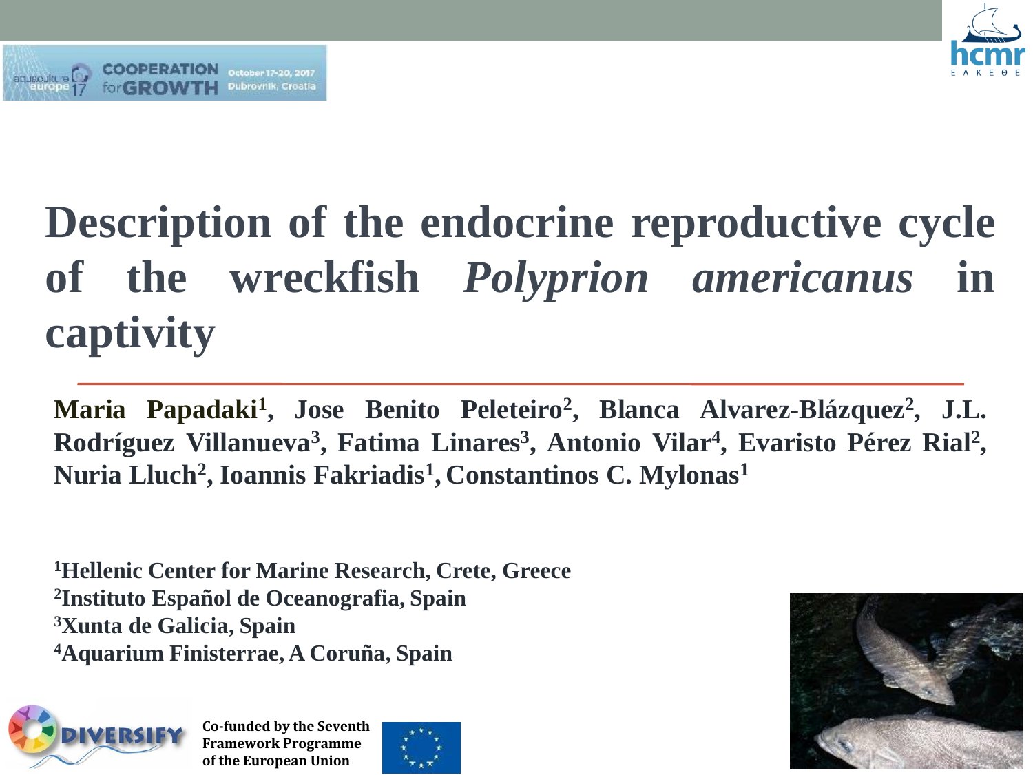# Description of the endocrine reproductive cycle of the wreckfish *Polyprion americanus* in captivity

**Maria Papadaki[1], Jose Benito Peleteiro[2], Blanca Alvarez-Blázquez[2], J.L. Rodríguez Villanueva[3], Fatima Linares[3], Antonio Vilar[4], Evaristo Pérez Rial[2], Nuria Lluch[2], Ioannis Fakriadis[1], Constantinos C. Mylonas[1]**

**[1]Hellenic Center for Marine Research, Crete, Greece**
**[2]Instituto Español de Oceanografia, Spain**
**[3]Xunta de Galicia, Spain**
**[4]Aquarium Finisterrae, A Coruña, Spain**

**Co-funded by the Seventh Framework Programme of the European Union**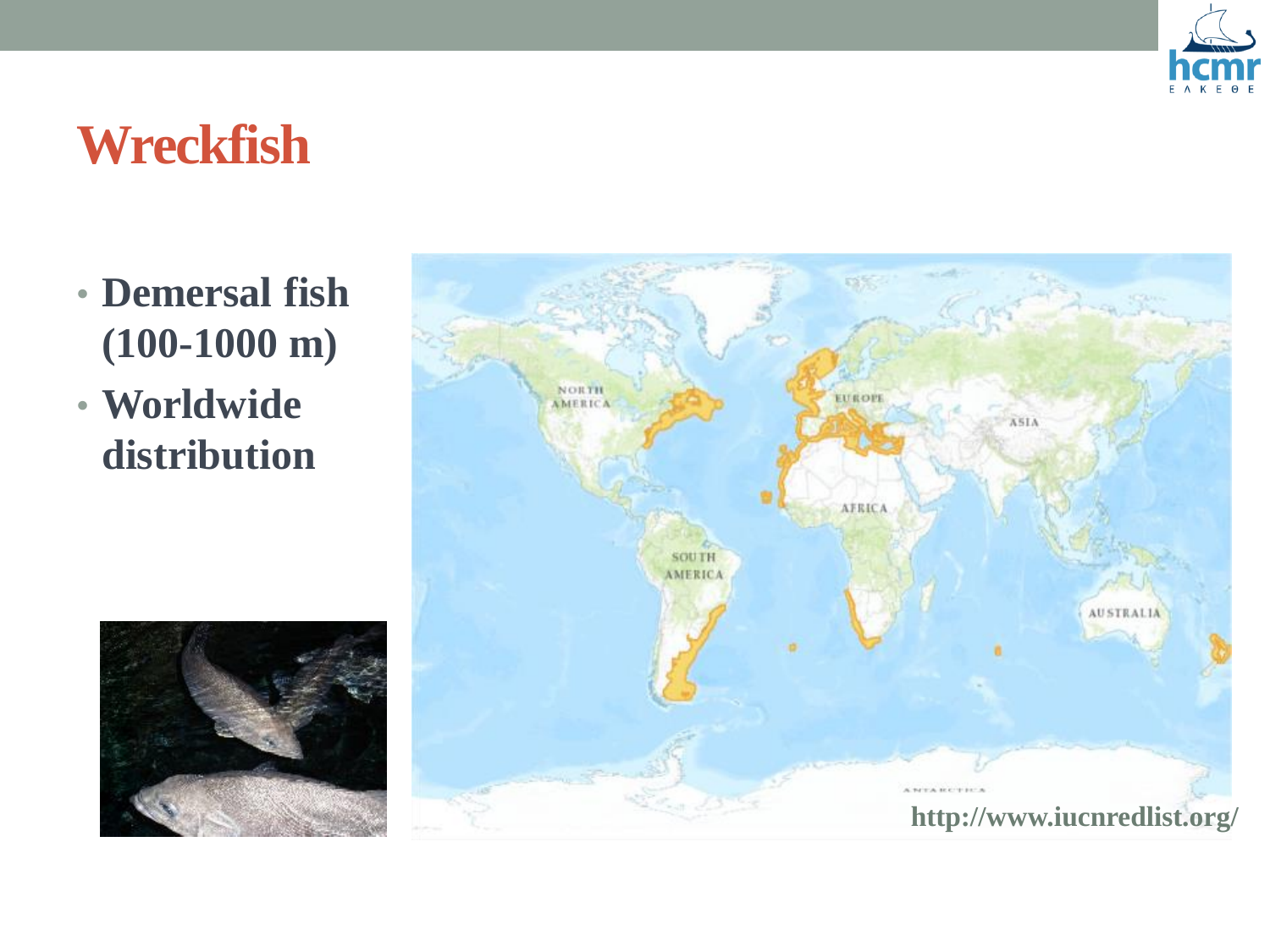# Wreckfish

- **Demersal fish (100-1000 m)**
- **Worldwide distribution**

**http://www.iucnredlist.org/**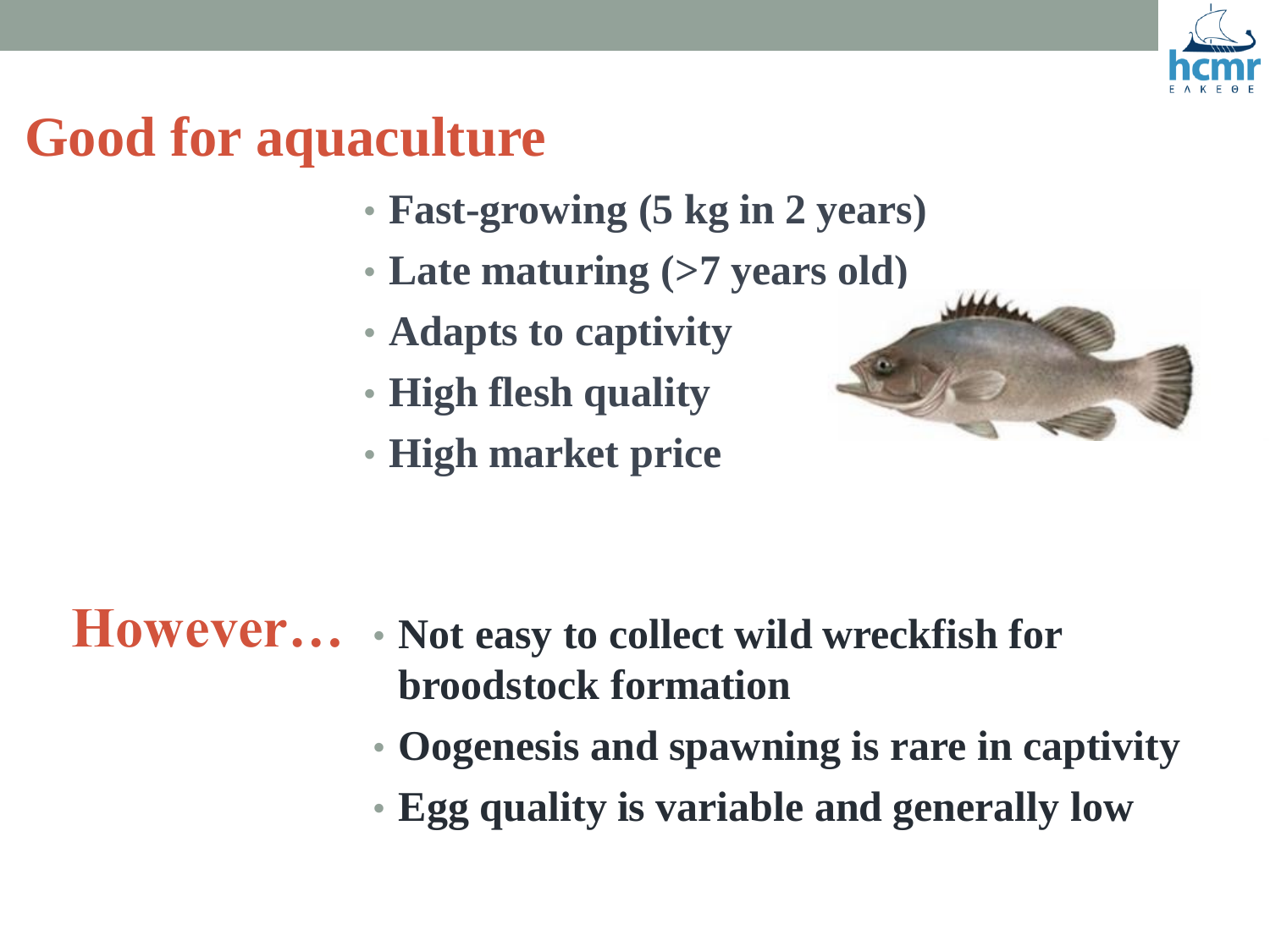# Good for aquaculture

- Fast-growing (5 kg in 2 years)
- Late maturing (>7 years old)
- Adapts to captivity
- High flesh quality
- High market price

## However…

- Not easy to collect wild wreckfish for broodstock formation
- Oogenesis and spawning is rare in captivity
- Egg quality is variable and generally low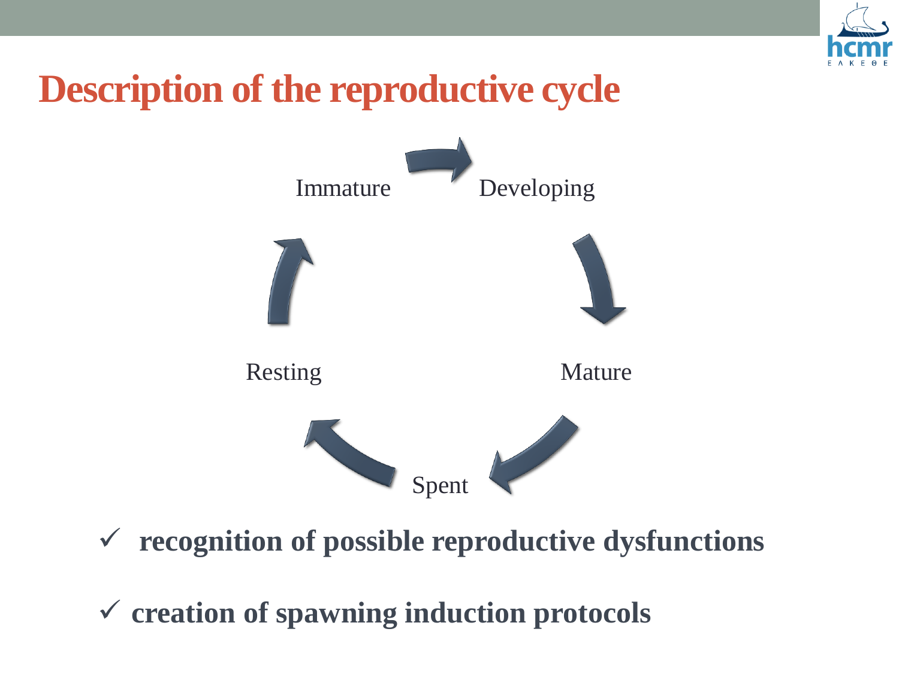# Description of the reproductive cycle

Immature → Developing → Mature → Spent → Resting → Immature

- ✓ **recognition of possible reproductive dysfunctions**
- ✓ **creation of spawning induction protocols**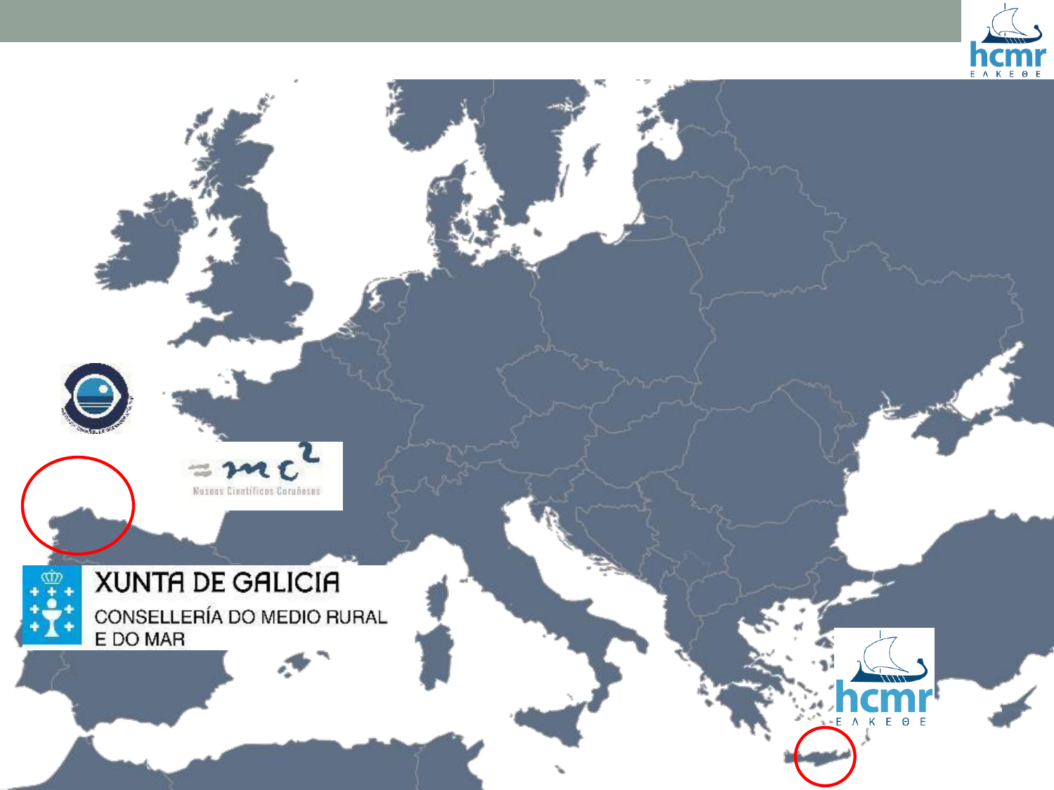XUNTA DE GALICIA

CONSELLERÍA DO MEDIO RURAL E DO MAR

Museos Científicos Coruñeses

hcmr

Ε Λ Κ Ε Θ Ε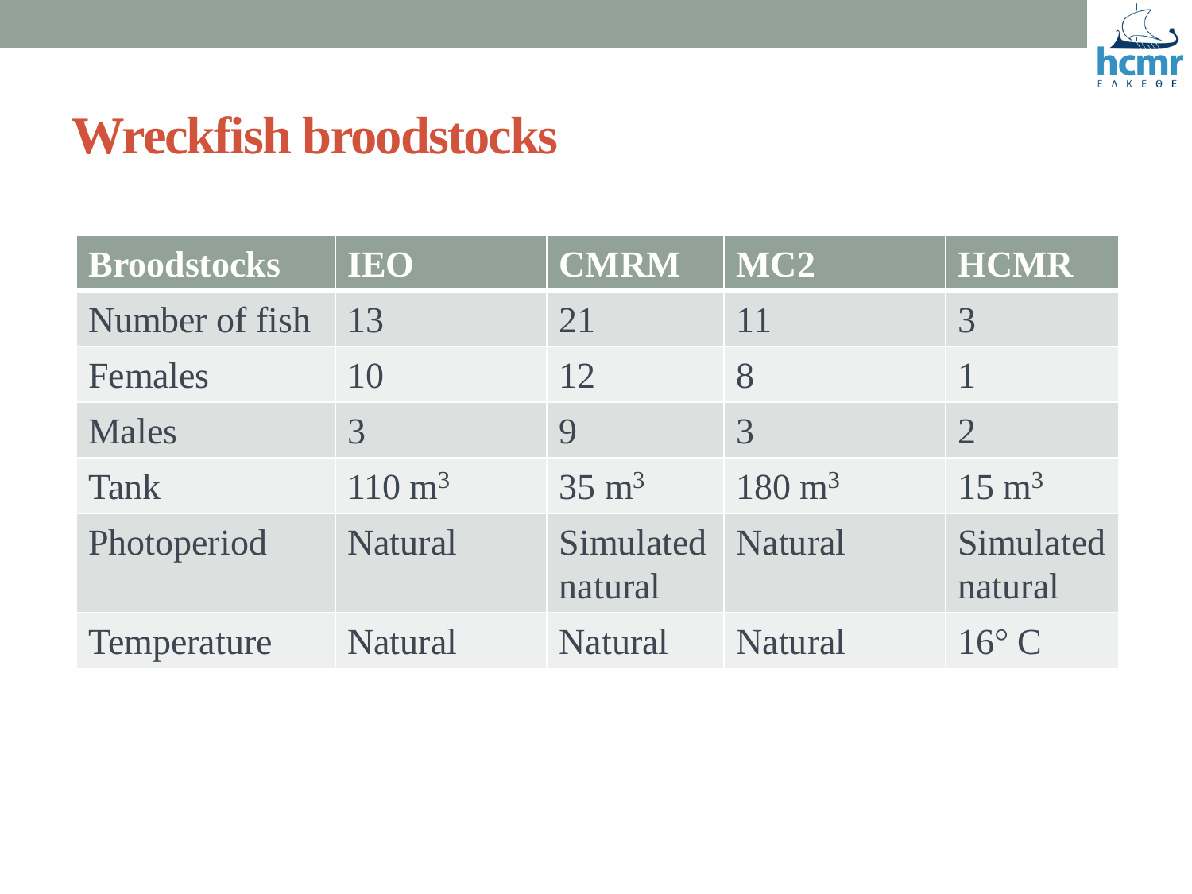# Wreckfish broodstocks

| Broodstocks | IEO | CMRM | MC2 | HCMR |
|---|---|---|---|---|
| Number of fish | 13 | 21 | 11 | 3 |
| Females | 10 | 12 | 8 | 1 |
| Males | 3 | 9 | 3 | 2 |
| Tank | 110 $m^3$ | 35 $m^3$ | 180 $m^3$ | 15 $m^3$ |
| Photoperiod | Natural | Simulated natural | Natural | Simulated natural |
| Temperature | Natural | Natural | Natural | 16° C |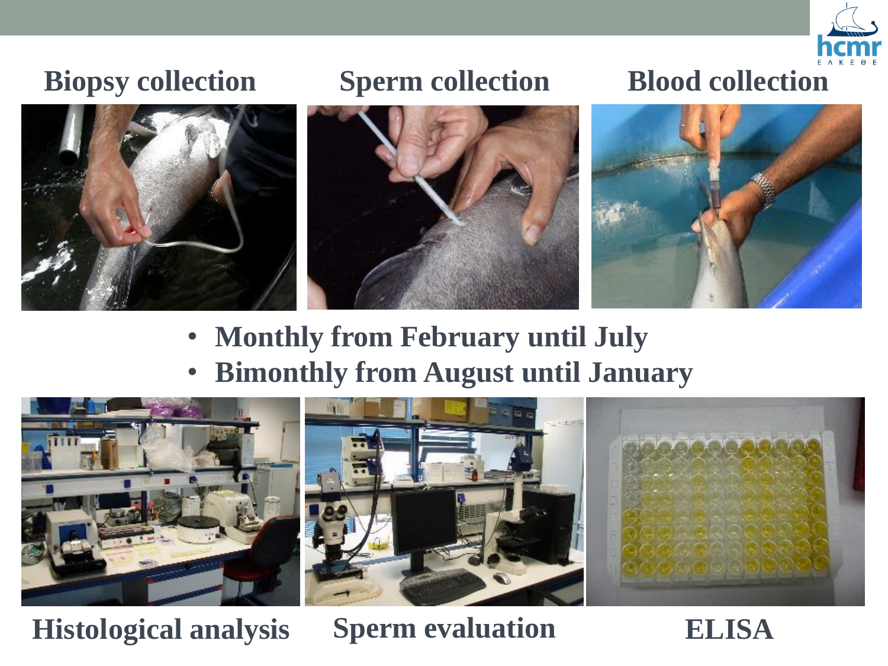Biopsy collection

Sperm collection

Blood collection

- Monthly from February until July
- Bimonthly from August until January

Histological analysis

Sperm evaluation

ELISA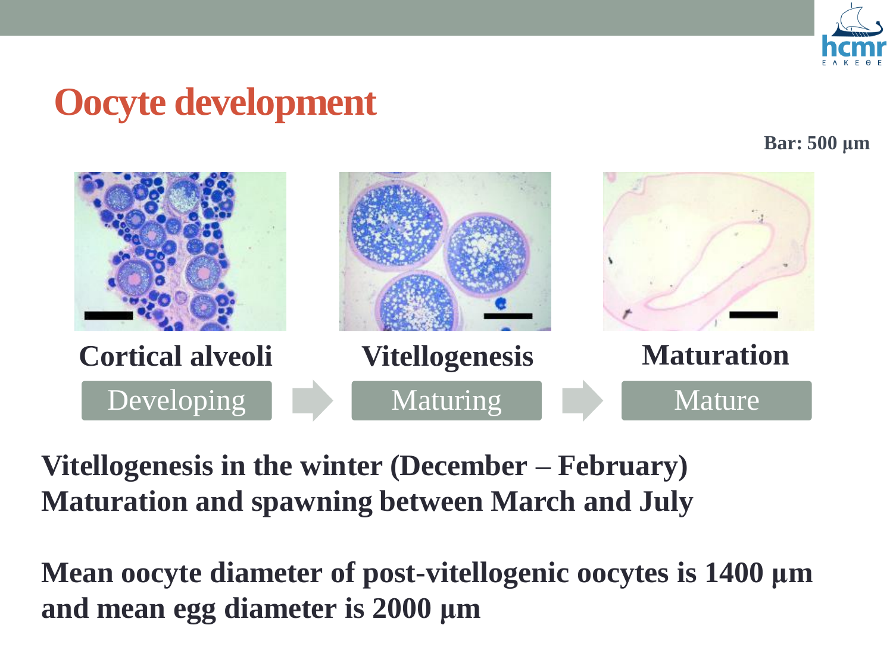# Oocyte development

Bar: 500 µm

| Cortical alveoli | Vitellogenesis | Maturation |
| --- | --- | --- |
| Developing | Maturing | Mature |

**Vitellogenesis in the winter (December – February)**
**Maturation and spawning between March and July**

**Mean oocyte diameter of post-vitellogenic oocytes is 1400 µm and mean egg diameter is 2000 µm**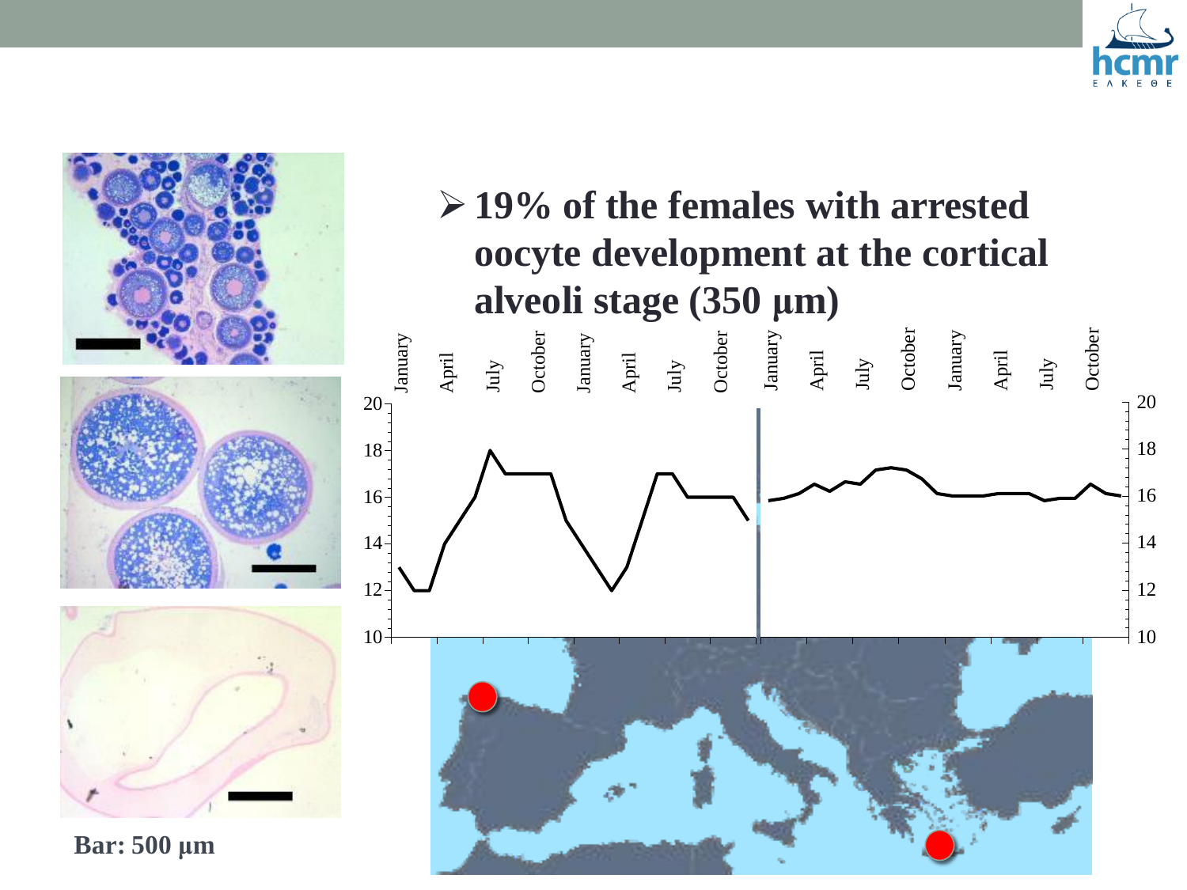- 19% of the females with arrested oocyte development at the cortical alveoli stage (350 µm)

Bar: 500 µm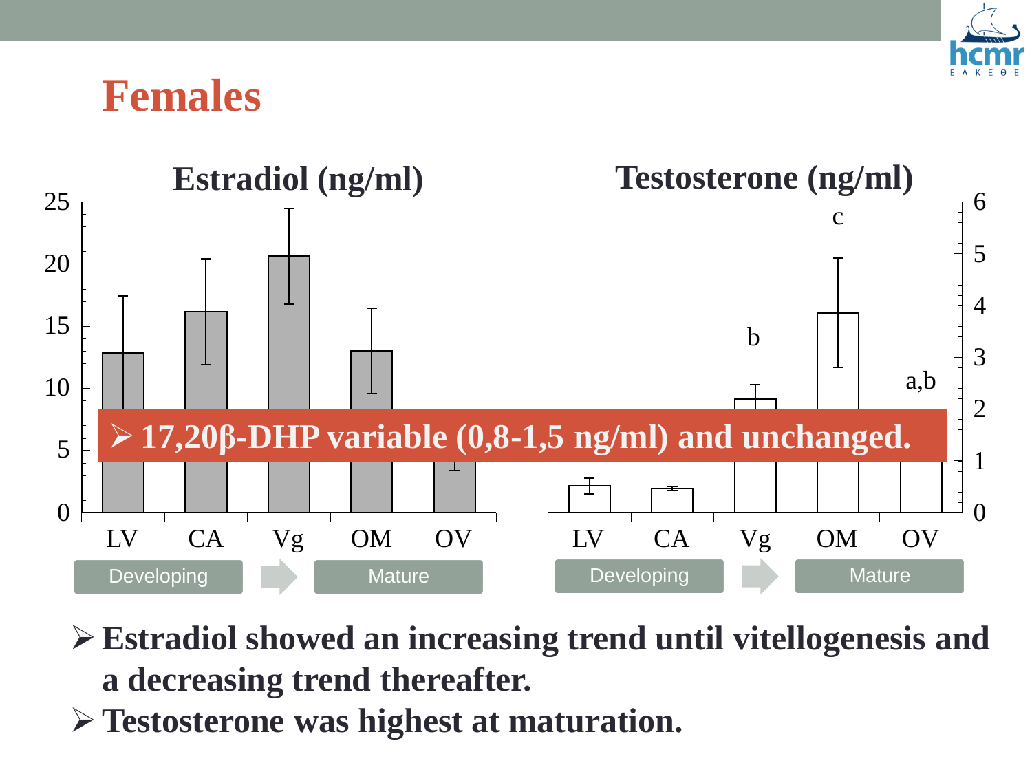# Females

Estradiol (ng/ml)

Testosterone (ng/ml)

LV CA Vg OM OV

Developing → Mature

LV CA Vg OM OV

Developing → Mature

- 17,20β-DHP variable (0,8-1,5 ng/ml) and unchanged.

- **Estradiol showed an increasing trend until vitellogenesis and a decreasing trend thereafter.**
- **Testosterone was highest at maturation.**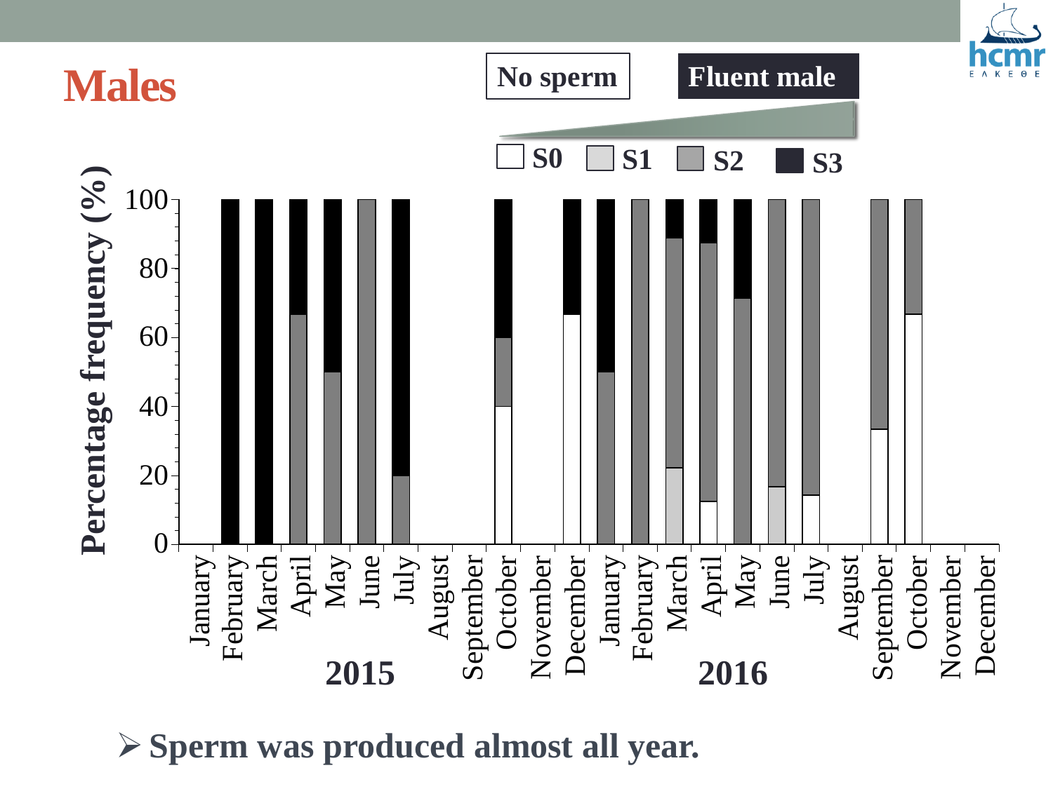# Males

No sperm → Fluent male

S0 S1 S2 S3

Percentage frequency (%)

2015 2016

January February March April May June July August September October November December January February March April May June July August September October November December

- Sperm was produced almost all year.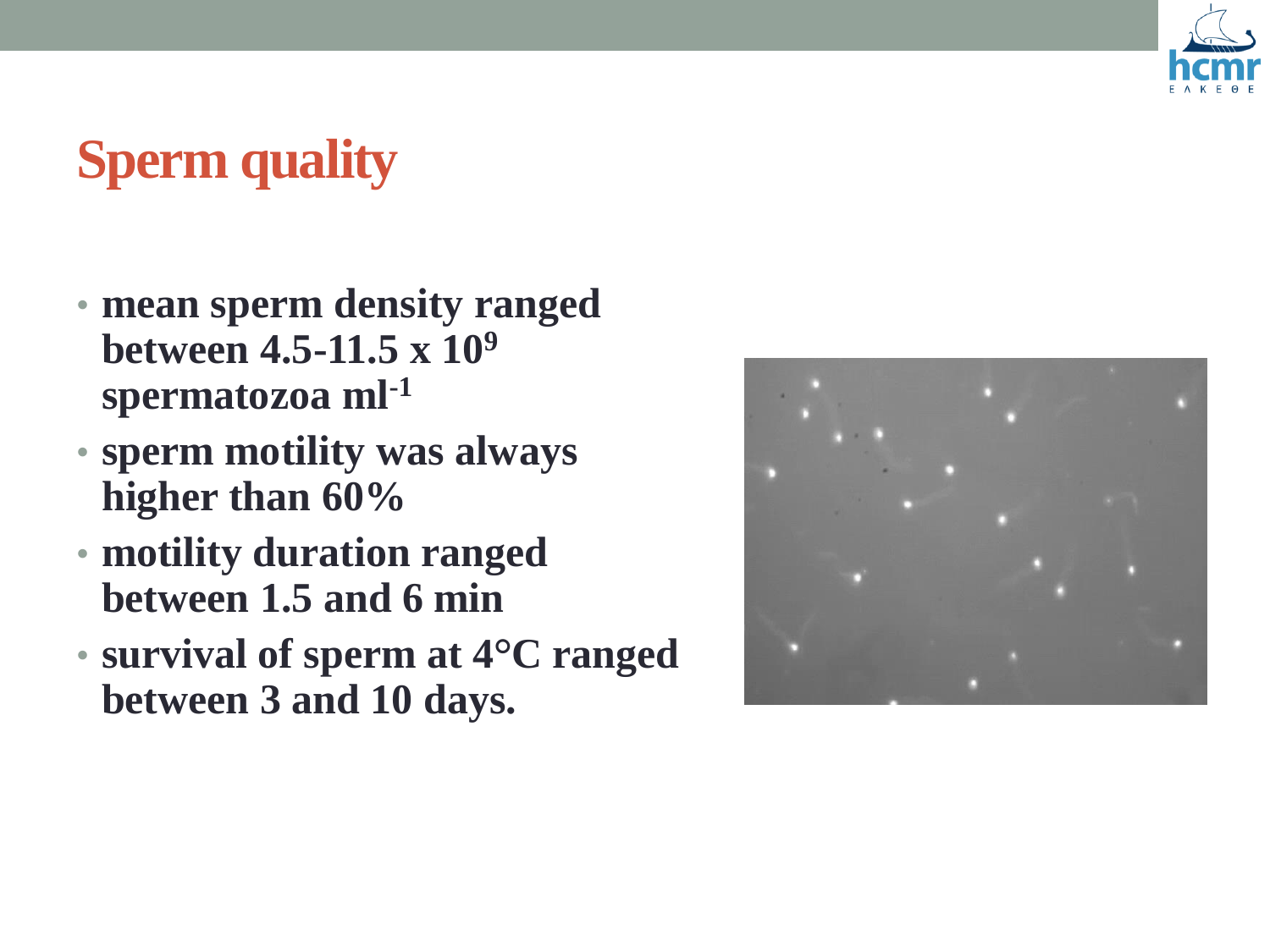# Sperm quality

- **mean sperm density ranged between 4.5-11.5 x $10^9$ spermatozoa $ml^{-1}$**
- **sperm motility was always higher than 60%**
- **motility duration ranged between 1.5 and 6 min**
- **survival of sperm at 4°C ranged between 3 and 10 days.**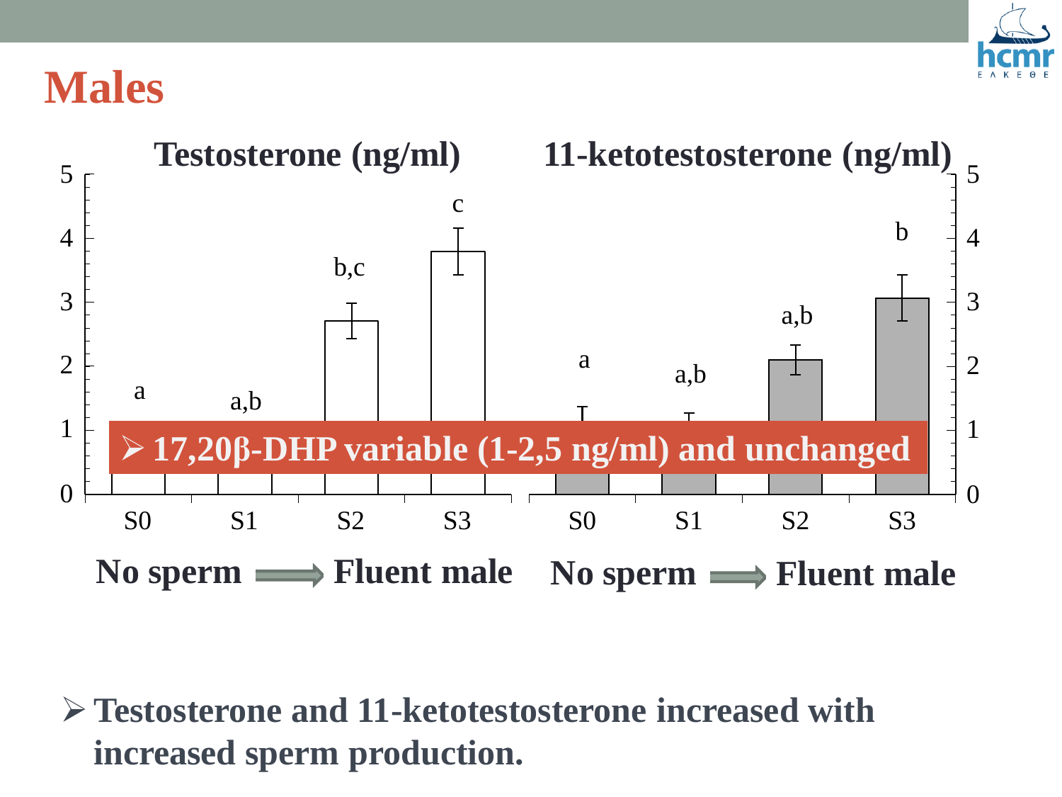# Males

Testosterone (ng/ml)

11-ketotestosterone (ng/ml)

| | S0 | S1 | S2 | S3 |
|---|---|---|---|---|
| Testosterone (ng/ml) | a | a,b | b,c | c |
| 11-ketotestosterone (ng/ml) | a | a,b | a,b | b |

No sperm ⟹ Fluent male

- **17,20β-DHP variable (1-2,5 ng/ml) and unchanged**

- **Testosterone and 11-ketotestosterone increased with increased sperm production.**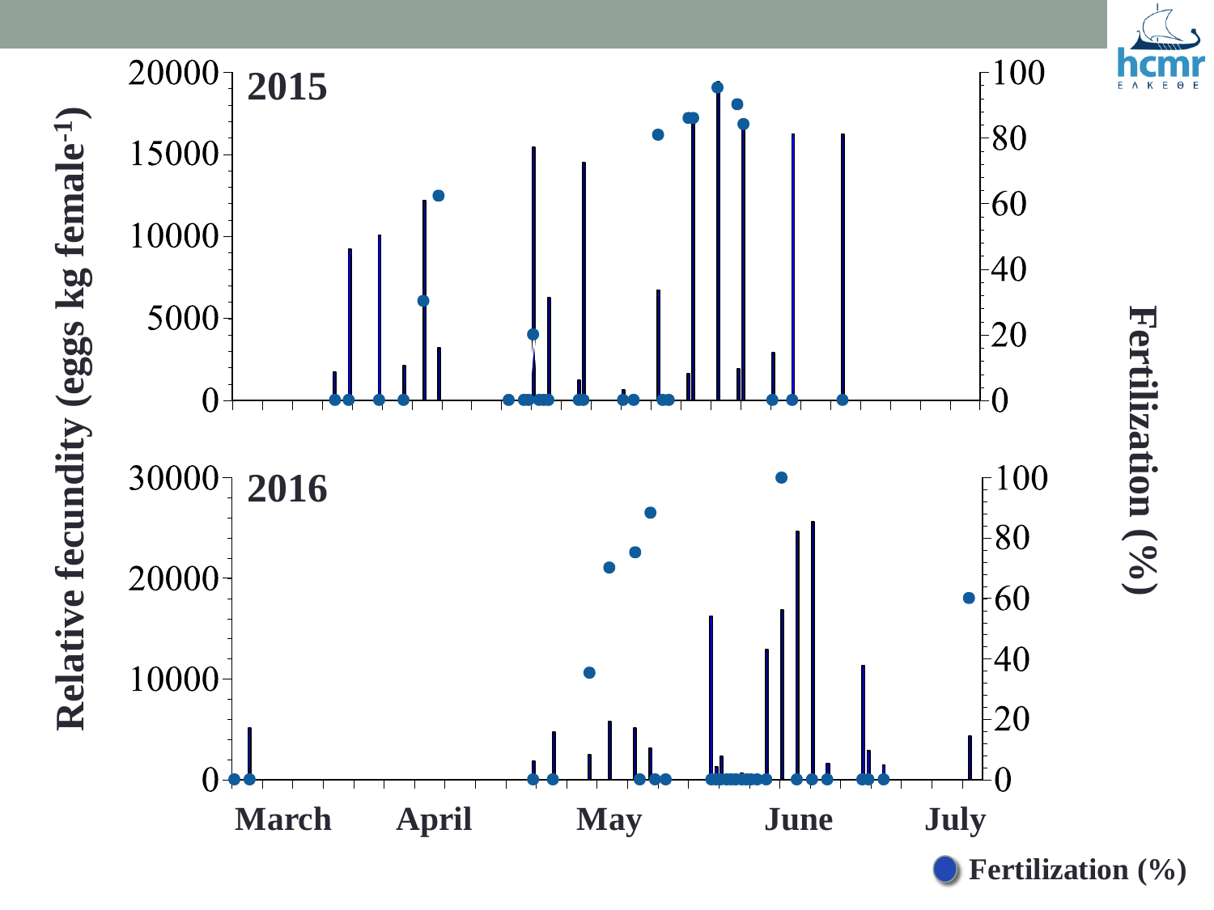**2015**

**2016**

**Relative fecundity (eggs kg female$^{-1}$)**

**Fertilization (%)**

**March** **April** **May** **June** **July**

**Fertilization (%)**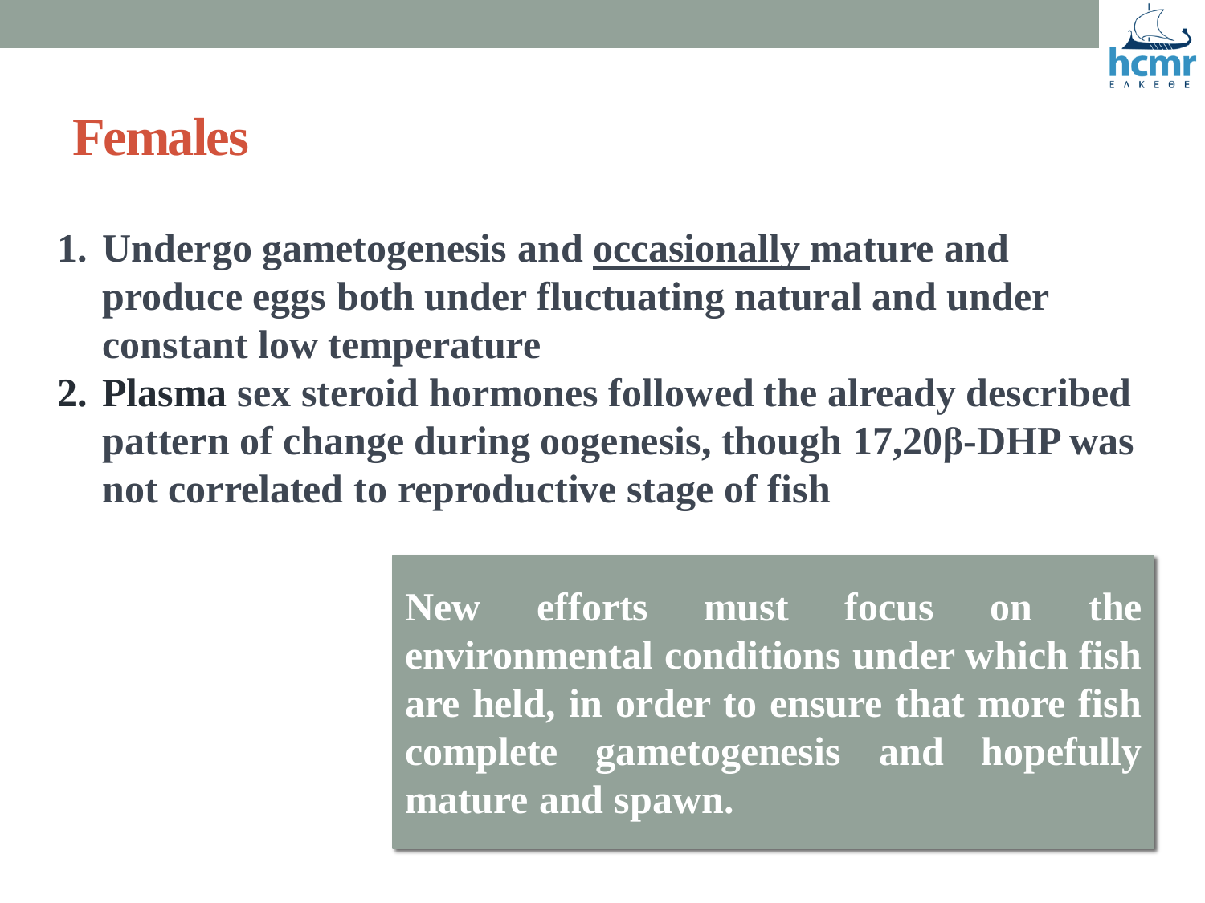# Females

1. **Undergo gametogenesis and <u>occasionally</u> mature and produce eggs both under fluctuating natural and under constant low temperature**
2. **Plasma sex steroid hormones followed the already described pattern of change during oogenesis, though 17,20β-DHP was not correlated to reproductive stage of fish**

**New efforts must focus on the environmental conditions under which fish are held, in order to ensure that more fish complete gametogenesis and hopefully mature and spawn.**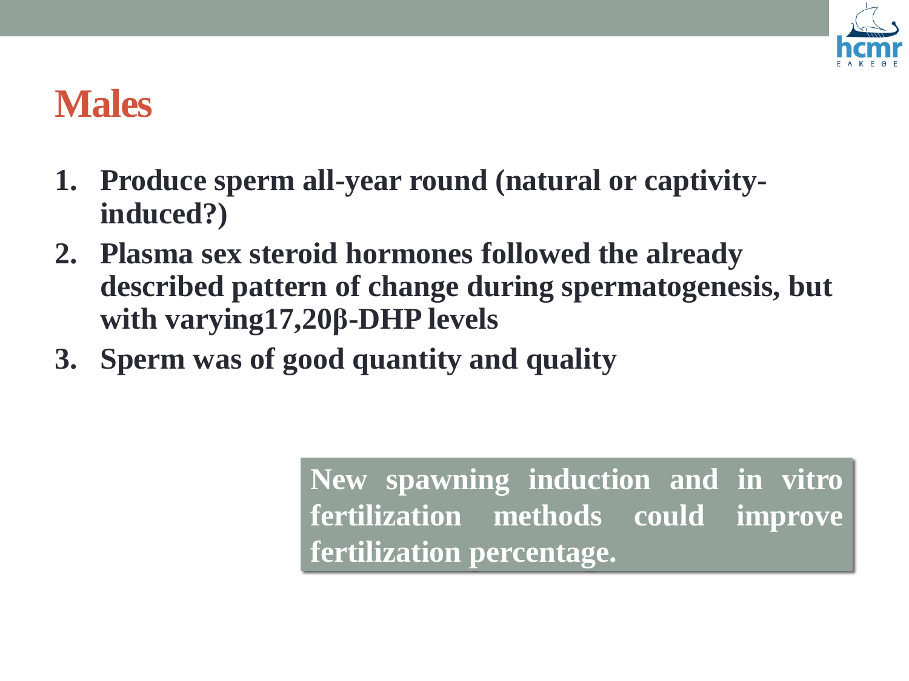# Males

1. **Produce sperm all-year round (natural or captivity-induced?)**
2. **Plasma sex steroid hormones followed the already described pattern of change during spermatogenesis, but with varying17,20β-DHP levels**
3. **Sperm was of good quantity and quality**

**New spawning induction and in vitro fertilization methods could improve fertilization percentage.**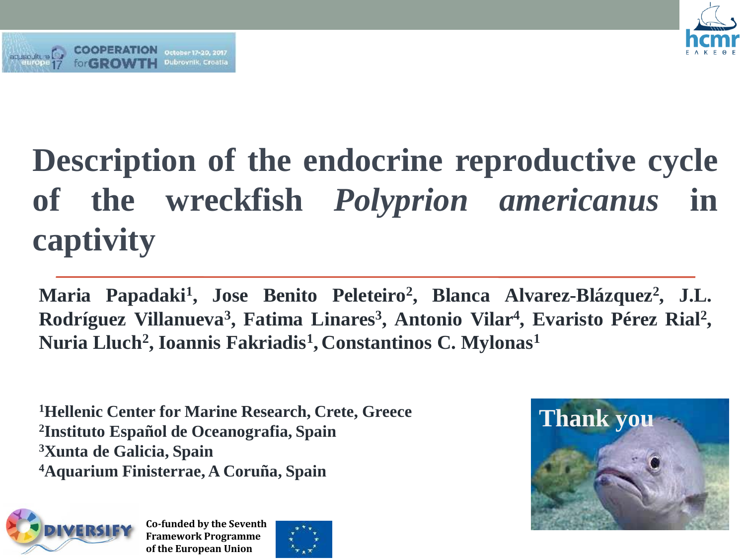aquaculture europe 17 COOPERATION for GROWTH October 17-20, 2017 Dubrovnik, Croatia

# Description of the endocrine reproductive cycle of the wreckfish *Polyprion americanus* in captivity

**Maria Papadaki[1], Jose Benito Peleteiro[2], Blanca Alvarez-Blázquez[2], J.L. Rodríguez Villanueva[3], Fatima Linares[3], Antonio Vilar[4], Evaristo Pérez Rial[2], Nuria Lluch[2], Ioannis Fakriadis[1], Constantinos C. Mylonas[1]**

**[1]Hellenic Center for Marine Research, Crete, Greece**
**[2]Instituto Español de Oceanografia, Spain**
**[3]Xunta de Galicia, Spain**
**[4]Aquarium Finisterrae, A Coruña, Spain**

Thank you

**Co-funded by the Seventh Framework Programme of the European Union**